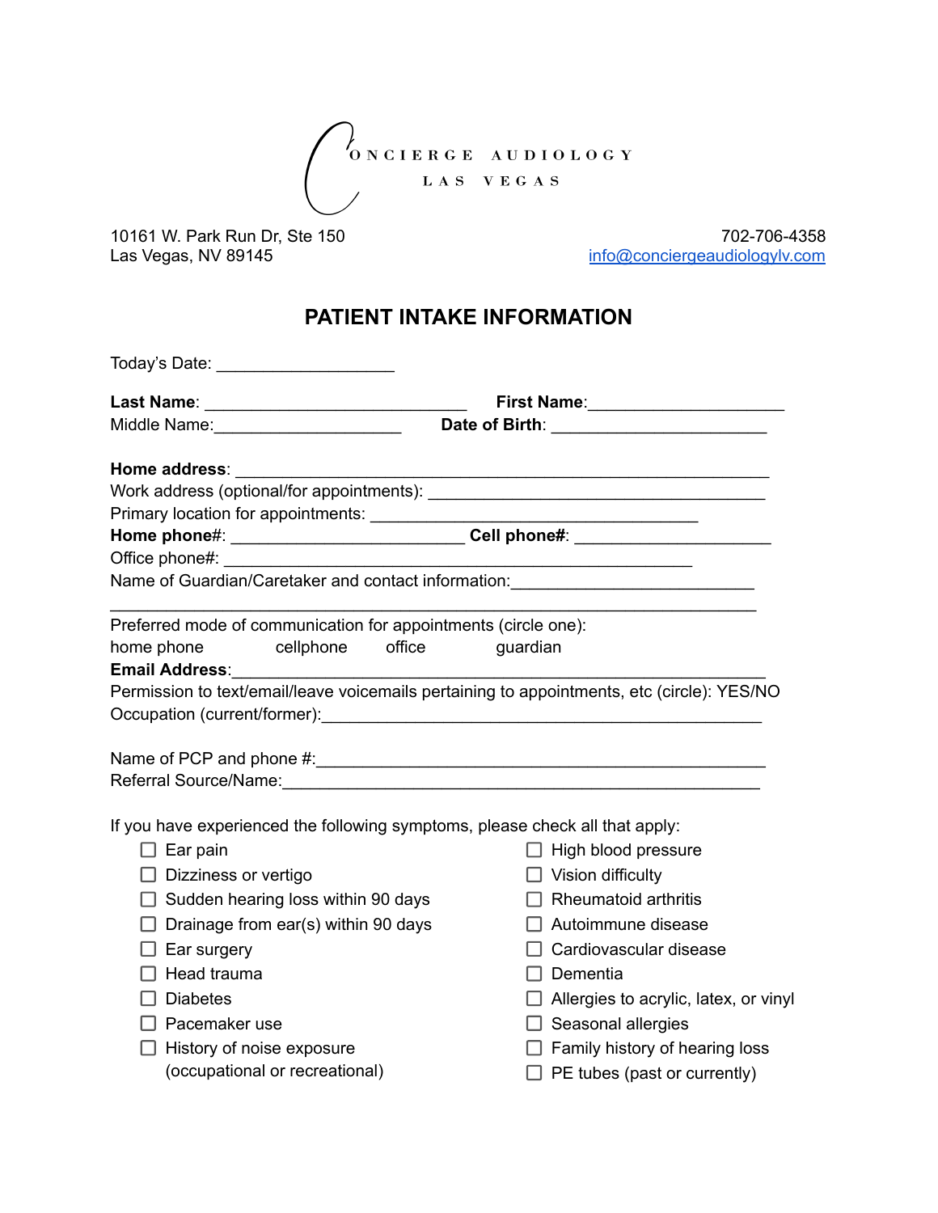CONCIERGE AUDIOLOGY
LAS VEGAS

10161 W. Park Run Dr, Ste 150
Las Vegas, NV 89145

702-706-4358
info@conciergeaudiologylv.com

# PATIENT INTAKE INFORMATION

Today's Date: ___________________

**Last Name**: ____________________________ **First Name**:_____________________
Middle Name:____________________ **Date of Birth**: _______________________

**Home address**: _________________________________________________________
Work address (optional/for appointments): ____________________________________
Primary location for appointments: ___________________________________
**Home phone#**: _________________________ **Cell phone#**: _____________________
Office phone#: __________________________________________________
Name of Guardian/Caretaker and contact information:__________________________
_____________________________________________________________________

Preferred mode of communication for appointments (circle one):
home phone    cellphone    office    guardian
**Email Address**:___________________________________________________________
Permission to text/email/leave voicemails pertaining to appointments, etc (circle): YES/NO
Occupation (current/former):_______________________________________________

Name of PCP and phone #:_______________________________________________
Referral Source/Name:___________________________________________________

If you have experienced the following symptoms, please check all that apply:

- ☐ Ear pain
- ☐ Dizziness or vertigo
- ☐ Sudden hearing loss within 90 days
- ☐ Drainage from ear(s) within 90 days
- ☐ Ear surgery
- ☐ Head trauma
- ☐ Diabetes
- ☐ Pacemaker use
- ☐ History of noise exposure (occupational or recreational)
- ☐ High blood pressure
- ☐ Vision difficulty
- ☐ Rheumatoid arthritis
- ☐ Autoimmune disease
- ☐ Cardiovascular disease
- ☐ Dementia
- ☐ Allergies to acrylic, latex, or vinyl
- ☐ Seasonal allergies
- ☐ Family history of hearing loss
- ☐ PE tubes (past or currently)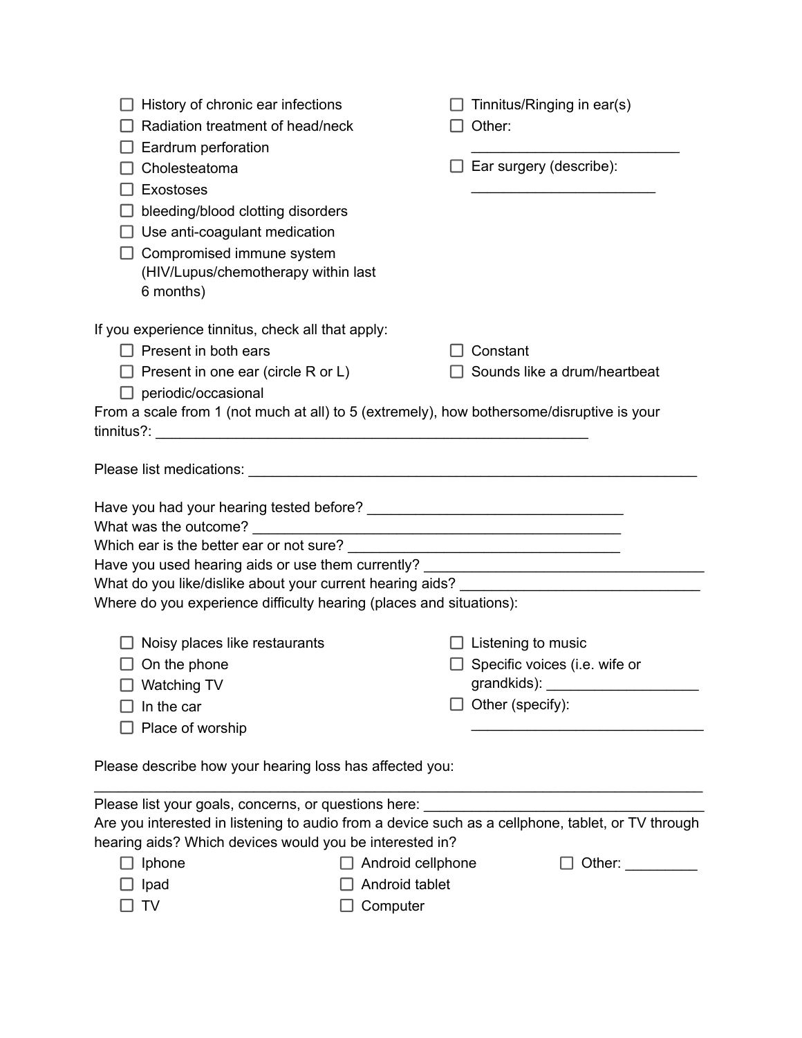- ☐ History of chronic ear infections
- ☐ Radiation treatment of head/neck
- ☐ Eardrum perforation
- ☐ Cholesteatoma
- ☐ Exostoses
- ☐ bleeding/blood clotting disorders
- ☐ Use anti-coagulant medication
- ☐ Compromised immune system (HIV/Lupus/chemotherapy within last 6 months)
- ☐ Tinnitus/Ringing in ear(s)
- ☐ Other: ___________________________
- ☐ Ear surgery (describe): ________________________

If you experience tinnitus, check all that apply:

- ☐ Present in both ears
- ☐ Present in one ear (circle R or L)
- ☐ periodic/occasional
- ☐ Constant
- ☐ Sounds like a drum/heartbeat

From a scale from 1 (not much at all) to 5 (extremely), how bothersome/disruptive is your tinnitus?: ________________________________________________________

Please list medications: __________________________________________________________

Have you had your hearing tested before? _________________________________

What was the outcome? ________________________________________________

Which ear is the better ear or not sure? ___________________________________

Have you used hearing aids or use them currently? ___________________________________

What do you like/dislike about your current hearing aids? ______________________________

Where do you experience difficulty hearing (places and situations):

- ☐ Noisy places like restaurants
- ☐ On the phone
- ☐ Watching TV
- ☐ In the car
- ☐ Place of worship
- ☐ Listening to music
- ☐ Specific voices (i.e. wife or grandkids): ___________________
- ☐ Other (specify): ______________________________

Please describe how your hearing loss has affected you:

________________________________________________________________________________

Please list your goals, concerns, or questions here: ___________________________________

Are you interested in listening to audio from a device such as a cellphone, tablet, or TV through hearing aids? Which devices would you be interested in?

- ☐ Iphone
- ☐ Ipad
- ☐ TV
- ☐ Android cellphone
- ☐ Android tablet
- ☐ Computer
- ☐ Other: _________